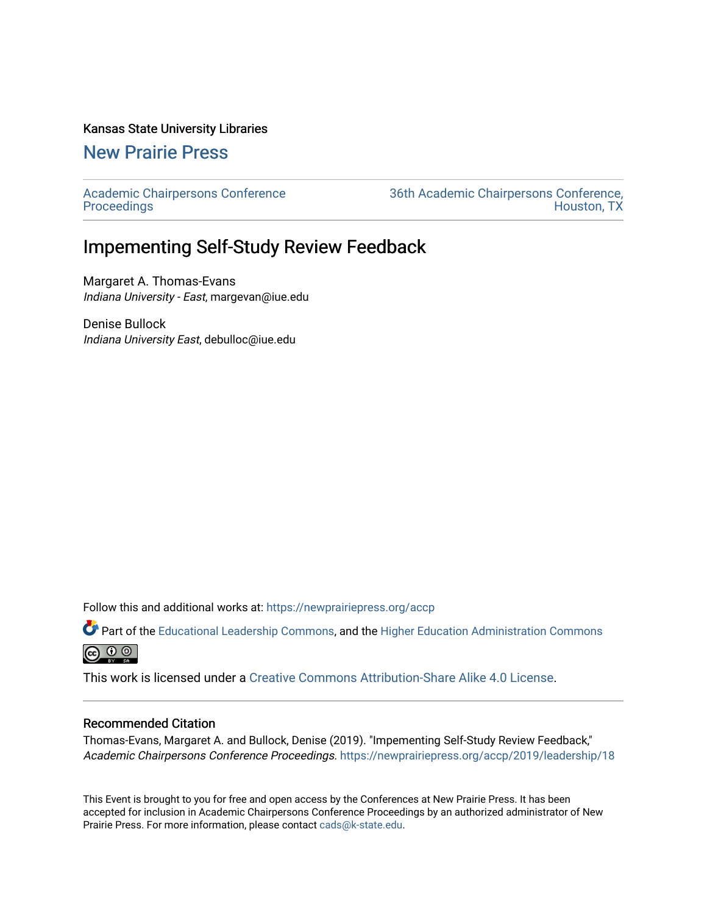Kansas State University Libraries

# New Prairie Press

Academic Chairpersons Conference Proceedings

36th Academic Chairpersons Conference, Houston, TX

## Impementing Self-Study Review Feedback

Margaret A. Thomas-Evans
*Indiana University - East*, margevan@iue.edu

Denise Bullock
*Indiana University East*, debulloc@iue.edu

Follow this and additional works at: https://newprairiepress.org/accp

Part of the Educational Leadership Commons, and the Higher Education Administration Commons

This work is licensed under a Creative Commons Attribution-Share Alike 4.0 License.

### Recommended Citation

Thomas-Evans, Margaret A. and Bullock, Denise (2019). "Impementing Self-Study Review Feedback," *Academic Chairpersons Conference Proceedings*. https://newprairiepress.org/accp/2019/leadership/18

This Event is brought to you for free and open access by the Conferences at New Prairie Press. It has been accepted for inclusion in Academic Chairpersons Conference Proceedings by an authorized administrator of New Prairie Press. For more information, please contact cads@k-state.edu.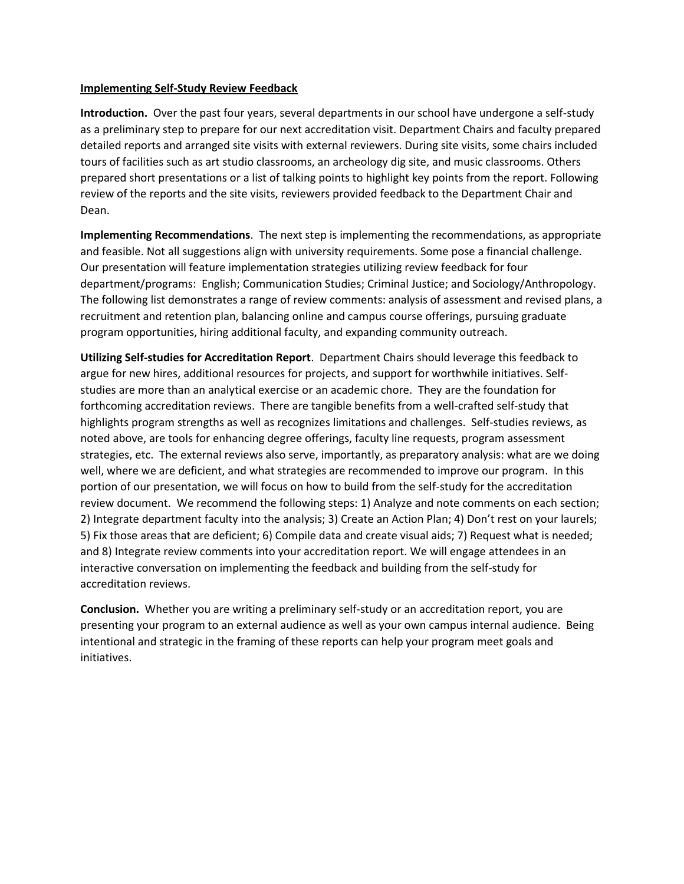**<u>Implementing Self-Study Review Feedback</u>**

**Introduction.** Over the past four years, several departments in our school have undergone a self-study as a preliminary step to prepare for our next accreditation visit. Department Chairs and faculty prepared detailed reports and arranged site visits with external reviewers. During site visits, some chairs included tours of facilities such as art studio classrooms, an archeology dig site, and music classrooms. Others prepared short presentations or a list of talking points to highlight key points from the report. Following review of the reports and the site visits, reviewers provided feedback to the Department Chair and Dean.

**Implementing Recommendations**. The next step is implementing the recommendations, as appropriate and feasible. Not all suggestions align with university requirements. Some pose a financial challenge. Our presentation will feature implementation strategies utilizing review feedback for four department/programs: English; Communication Studies; Criminal Justice; and Sociology/Anthropology. The following list demonstrates a range of review comments: analysis of assessment and revised plans, a recruitment and retention plan, balancing online and campus course offerings, pursuing graduate program opportunities, hiring additional faculty, and expanding community outreach.

**Utilizing Self-studies for Accreditation Report**. Department Chairs should leverage this feedback to argue for new hires, additional resources for projects, and support for worthwhile initiatives. Self-studies are more than an analytical exercise or an academic chore. They are the foundation for forthcoming accreditation reviews. There are tangible benefits from a well-crafted self-study that highlights program strengths as well as recognizes limitations and challenges. Self-studies reviews, as noted above, are tools for enhancing degree offerings, faculty line requests, program assessment strategies, etc. The external reviews also serve, importantly, as preparatory analysis: what are we doing well, where we are deficient, and what strategies are recommended to improve our program. In this portion of our presentation, we will focus on how to build from the self-study for the accreditation review document. We recommend the following steps: 1) Analyze and note comments on each section; 2) Integrate department faculty into the analysis; 3) Create an Action Plan; 4) Don't rest on your laurels; 5) Fix those areas that are deficient; 6) Compile data and create visual aids; 7) Request what is needed; and 8) Integrate review comments into your accreditation report. We will engage attendees in an interactive conversation on implementing the feedback and building from the self-study for accreditation reviews.

**Conclusion.** Whether you are writing a preliminary self-study or an accreditation report, you are presenting your program to an external audience as well as your own campus internal audience. Being intentional and strategic in the framing of these reports can help your program meet goals and initiatives.